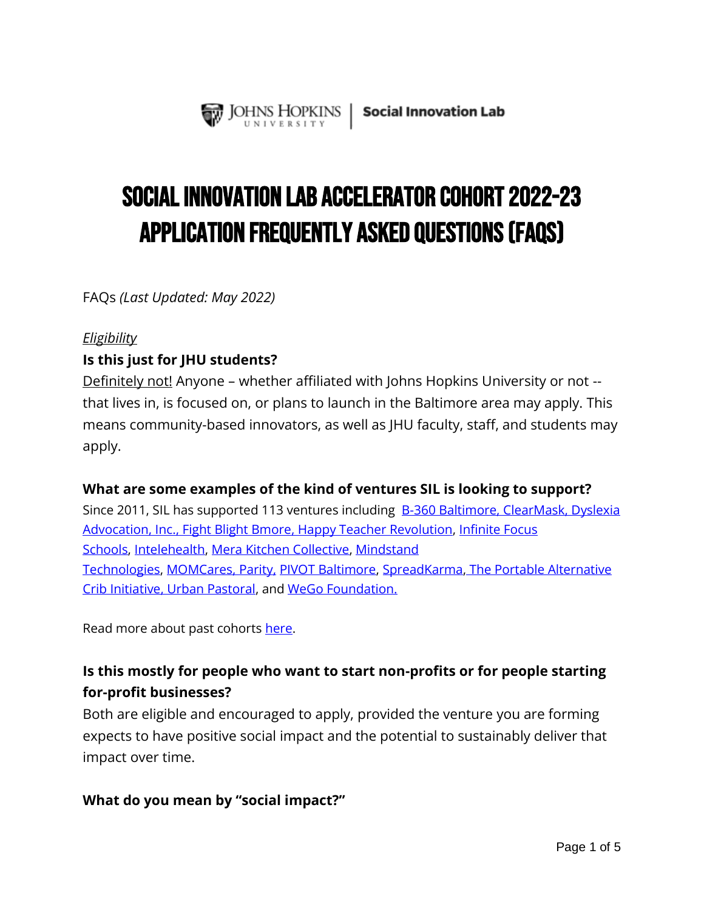Johns Hopkins University | Social Innovation Lab

# SOCIAL INNOVATION LAB ACCELERATOR COHORT 2022-23 APPLICATION FREQUENTLY ASKED QUESTIONS (FAQS)

FAQs *(Last Updated: May 2022)*

*Eligibility*

**Is this just for JHU students?**

Definitely not! Anyone – whether affiliated with Johns Hopkins University or not -- that lives in, is focused on, or plans to launch in the Baltimore area may apply. This means community-based innovators, as well as JHU faculty, staff, and students may apply.

**What are some examples of the kind of ventures SIL is looking to support?**

Since 2011, SIL has supported 113 ventures including B-360 Baltimore, ClearMask, Dyslexia Advocation, Inc., Fight Blight Bmore, Happy Teacher Revolution, Infinite Focus Schools, Intelehealth, Mera Kitchen Collective, Mindstand Technologies, MOMCares, Parity, PIVOT Baltimore, SpreadKarma, The Portable Alternative Crib Initiative, Urban Pastoral, and WeGo Foundation.

Read more about past cohorts here.

**Is this mostly for people who want to start non-profits or for people starting for-profit businesses?**

Both are eligible and encouraged to apply, provided the venture you are forming expects to have positive social impact and the potential to sustainably deliver that impact over time.

**What do you mean by "social impact?"**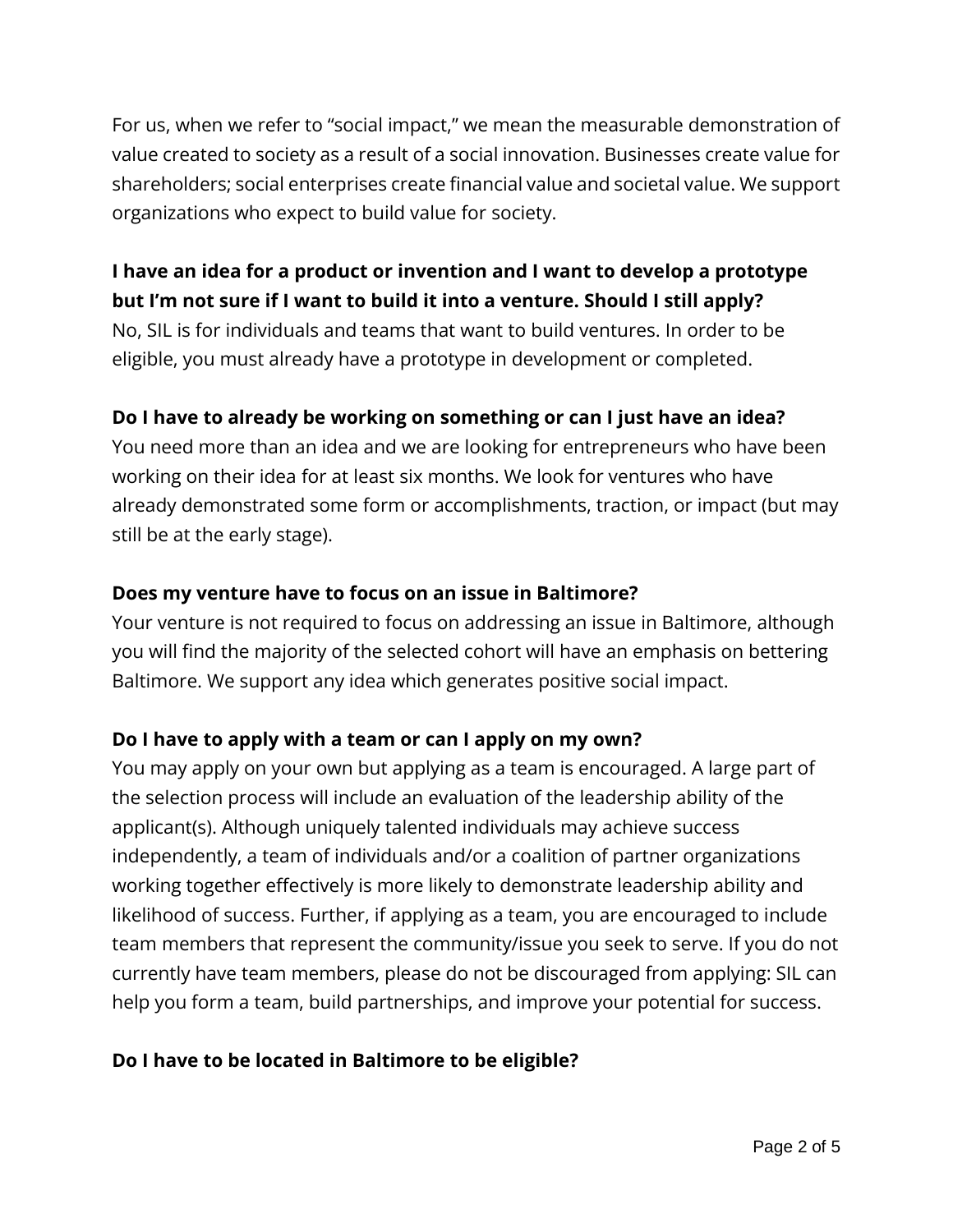For us, when we refer to "social impact," we mean the measurable demonstration of value created to society as a result of a social innovation. Businesses create value for shareholders; social enterprises create financial value and societal value. We support organizations who expect to build value for society.

**I have an idea for a product or invention and I want to develop a prototype but I'm not sure if I want to build it into a venture. Should I still apply?**
No, SIL is for individuals and teams that want to build ventures. In order to be eligible, you must already have a prototype in development or completed.

**Do I have to already be working on something or can I just have an idea?**
You need more than an idea and we are looking for entrepreneurs who have been working on their idea for at least six months. We look for ventures who have already demonstrated some form or accomplishments, traction, or impact (but may still be at the early stage).

**Does my venture have to focus on an issue in Baltimore?**
Your venture is not required to focus on addressing an issue in Baltimore, although you will find the majority of the selected cohort will have an emphasis on bettering Baltimore. We support any idea which generates positive social impact.

**Do I have to apply with a team or can I apply on my own?**
You may apply on your own but applying as a team is encouraged. A large part of the selection process will include an evaluation of the leadership ability of the applicant(s). Although uniquely talented individuals may achieve success independently, a team of individuals and/or a coalition of partner organizations working together effectively is more likely to demonstrate leadership ability and likelihood of success. Further, if applying as a team, you are encouraged to include team members that represent the community/issue you seek to serve. If you do not currently have team members, please do not be discouraged from applying: SIL can help you form a team, build partnerships, and improve your potential for success.

**Do I have to be located in Baltimore to be eligible?**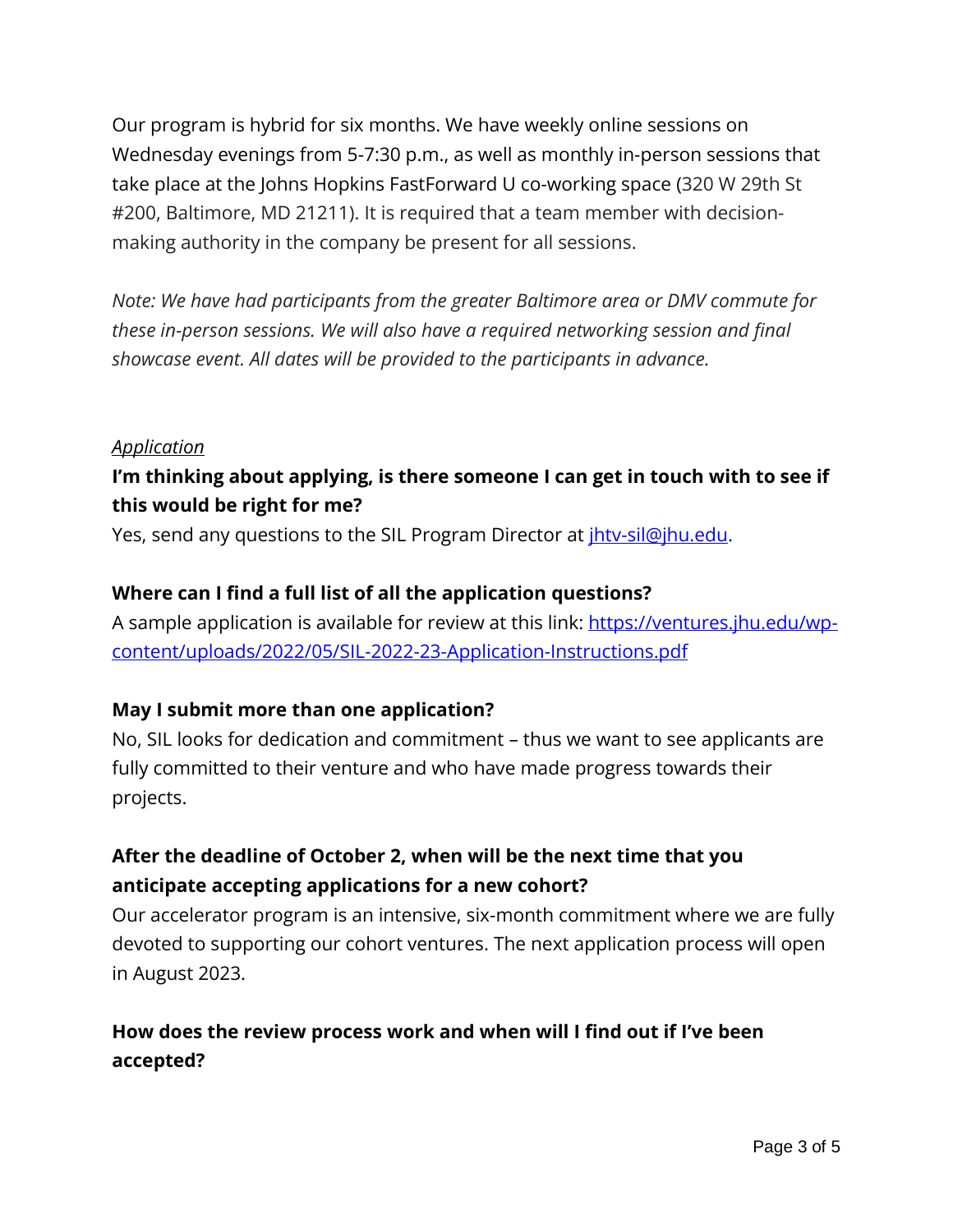Our program is hybrid for six months. We have weekly online sessions on Wednesday evenings from 5-7:30 p.m., as well as monthly in-person sessions that take place at the Johns Hopkins FastForward U co-working space (320 W 29th St #200, Baltimore, MD 21211). It is required that a team member with decision-making authority in the company be present for all sessions.

*Note: We have had participants from the greater Baltimore area or DMV commute for these in-person sessions. We will also have a required networking session and final showcase event. All dates will be provided to the participants in advance.*

*Application*

**I'm thinking about applying, is there someone I can get in touch with to see if this would be right for me?**

Yes, send any questions to the SIL Program Director at [jhtv-sil@jhu.edu](mailto:jhtv-sil@jhu.edu).

**Where can I find a full list of all the application questions?**

A sample application is available for review at this link: [https://ventures.jhu.edu/wp-content/uploads/2022/05/SIL-2022-23-Application-Instructions.pdf](https://ventures.jhu.edu/wp-content/uploads/2022/05/SIL-2022-23-Application-Instructions.pdf)

**May I submit more than one application?**

No, SIL looks for dedication and commitment – thus we want to see applicants are fully committed to their venture and who have made progress towards their projects.

**After the deadline of October 2, when will be the next time that you anticipate accepting applications for a new cohort?**

Our accelerator program is an intensive, six-month commitment where we are fully devoted to supporting our cohort ventures. The next application process will open in August 2023.

**How does the review process work and when will I find out if I've been accepted?**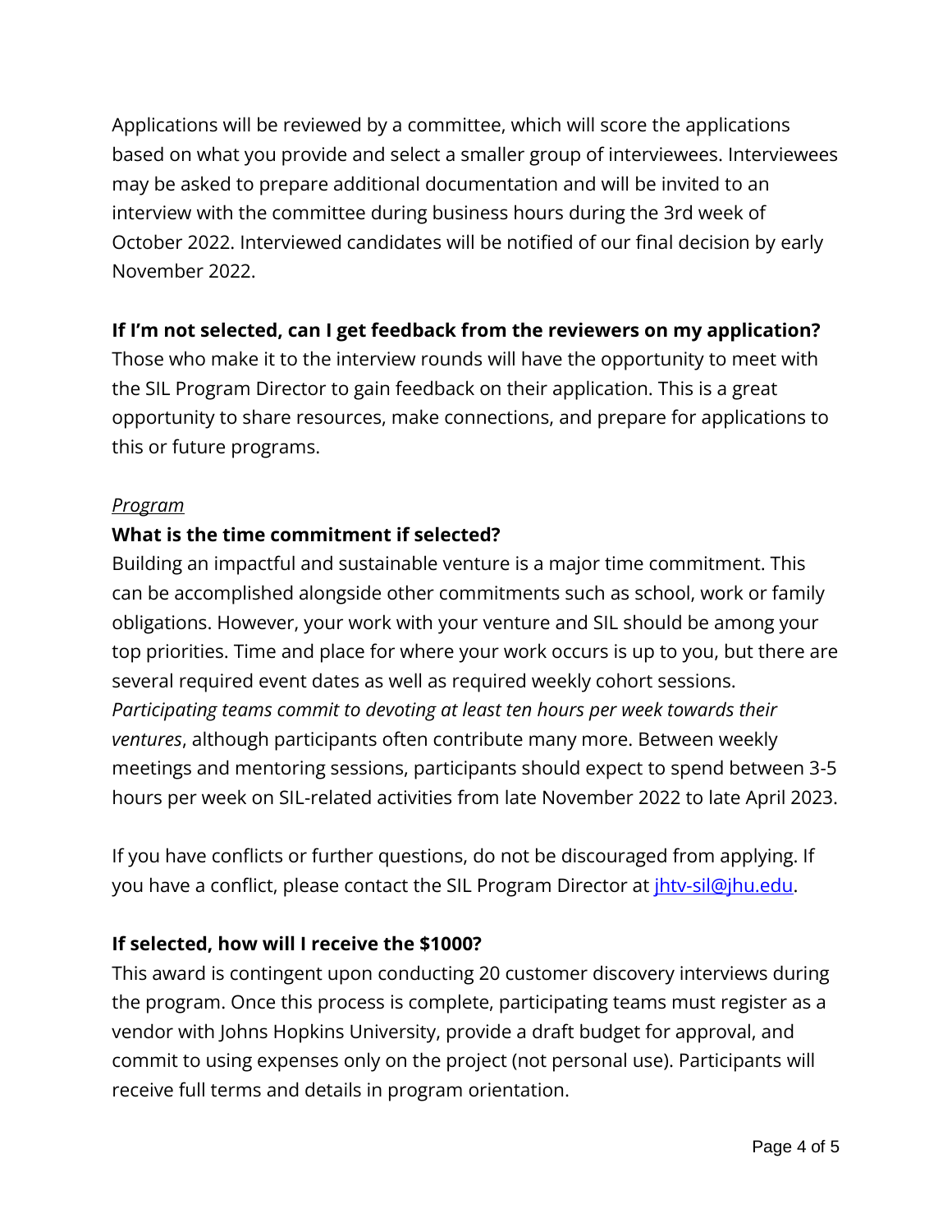Applications will be reviewed by a committee, which will score the applications based on what you provide and select a smaller group of interviewees. Interviewees may be asked to prepare additional documentation and will be invited to an interview with the committee during business hours during the 3rd week of October 2022. Interviewed candidates will be notified of our final decision by early November 2022.

**If I'm not selected, can I get feedback from the reviewers on my application?**

Those who make it to the interview rounds will have the opportunity to meet with the SIL Program Director to gain feedback on their application. This is a great opportunity to share resources, make connections, and prepare for applications to this or future programs.

*Program*

**What is the time commitment if selected?**

Building an impactful and sustainable venture is a major time commitment. This can be accomplished alongside other commitments such as school, work or family obligations. However, your work with your venture and SIL should be among your top priorities. Time and place for where your work occurs is up to you, but there are several required event dates as well as required weekly cohort sessions. *Participating teams commit to devoting at least ten hours per week towards their ventures*, although participants often contribute many more. Between weekly meetings and mentoring sessions, participants should expect to spend between 3-5 hours per week on SIL-related activities from late November 2022 to late April 2023.

If you have conflicts or further questions, do not be discouraged from applying. If you have a conflict, please contact the SIL Program Director at [jhtv-sil@jhu.edu](mailto:jhtv-sil@jhu.edu).

**If selected, how will I receive the $1000?**

This award is contingent upon conducting 20 customer discovery interviews during the program. Once this process is complete, participating teams must register as a vendor with Johns Hopkins University, provide a draft budget for approval, and commit to using expenses only on the project (not personal use). Participants will receive full terms and details in program orientation.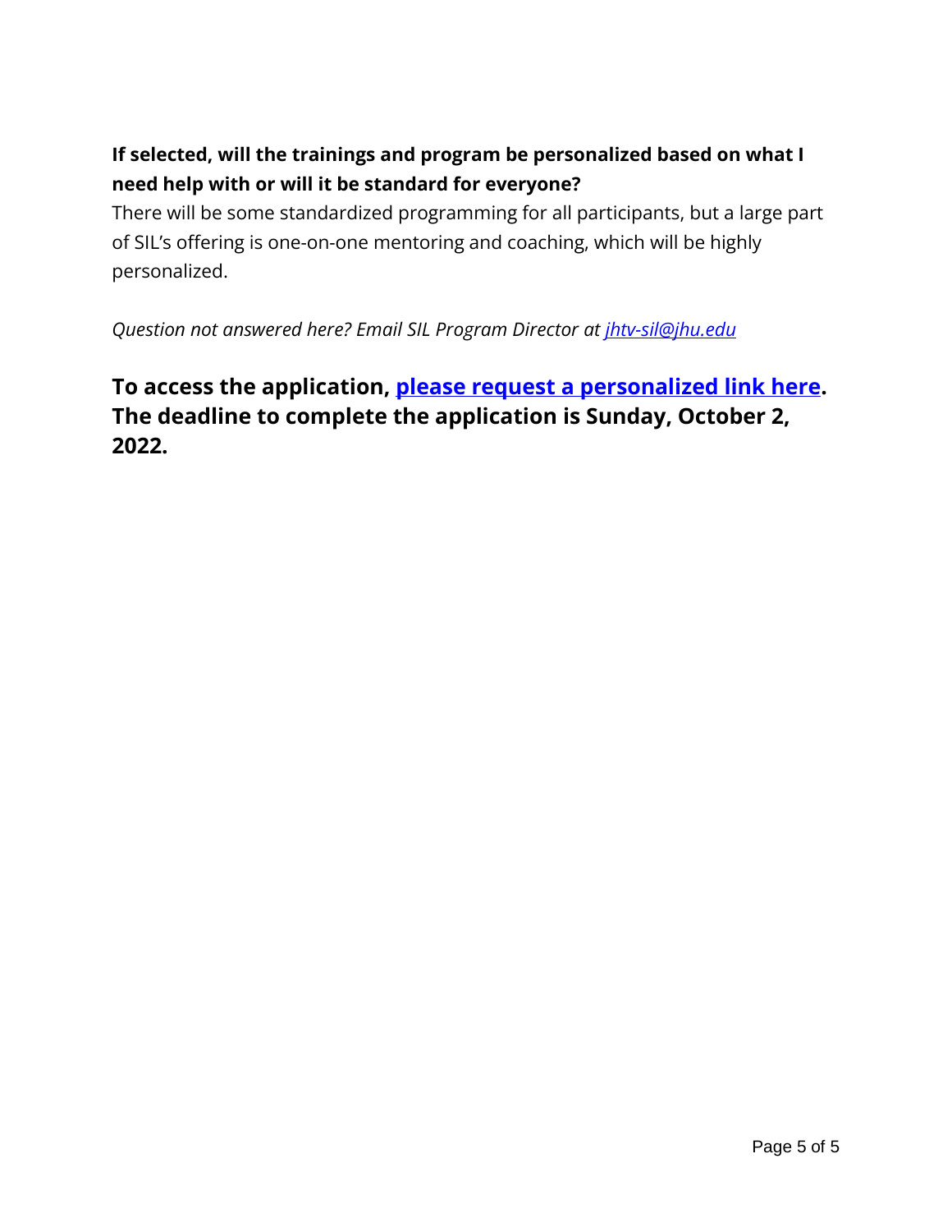**If selected, will the trainings and program be personalized based on what I need help with or will it be standard for everyone?**

There will be some standardized programming for all participants, but a large part of SIL's offering is one-on-one mentoring and coaching, which will be highly personalized.

*Question not answered here? Email SIL Program Director at jhtv-sil@jhu.edu*

**To access the application, please request a personalized link here. The deadline to complete the application is Sunday, October 2, 2022.**